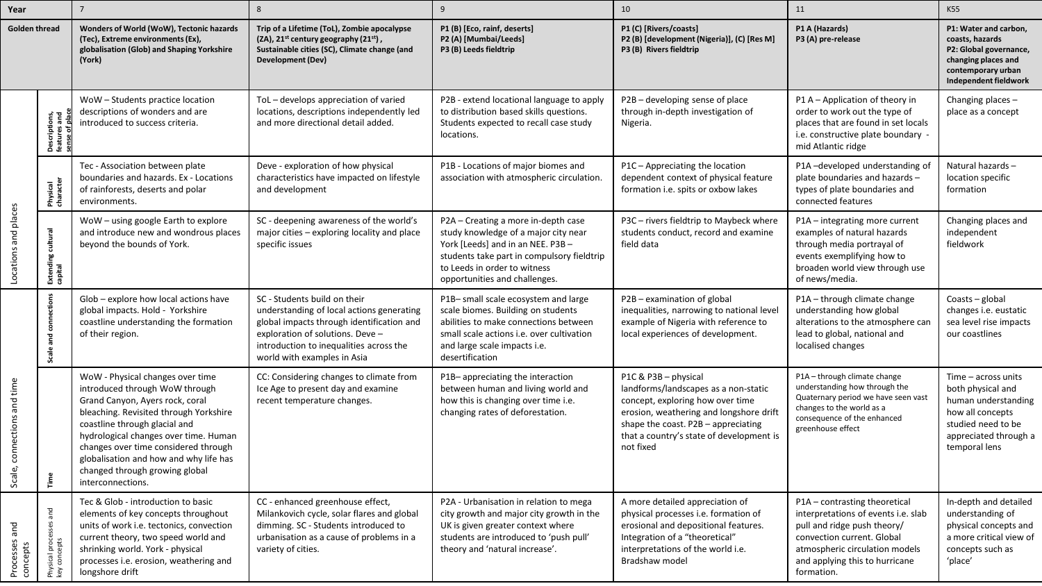| Year | | 7 | 8 | 9 | 10 | 11 | KS5 |
|---|---|---|---|---|---|---|---|
| **Golden thread** | | **Wonders of World (WoW), Tectonic hazards (Tec), Extreme environments (Ex), globalisation (Glob) and Shaping Yorkshire (York)** | **Trip of a Lifetime (ToL), Zombie apocalypse (ZA), 21st century geography (21st), Sustainable cities (SC), Climate change (and Development (Dev)** | **P1 (B) [Eco, rainf, deserts] P2 (A) [Mumbai/Leeds] P3 (B) Leeds fieldtrip** | **P1 (C) [Rivers/coasts] P2 (B) [development (Nigeria)], (C) [Res M] P3 (B) Rivers fieldtrip** | **P1 A (Hazards) P3 (A) pre-release** | **P1: Water and carbon, coasts, hazards P2: Global governance, changing places and contemporary urban Independent fieldwork** |
| Locations and places | **Descriptions, features and sense of place** | WoW – Students practice location descriptions of wonders and are introduced to success criteria. | ToL – develops appreciation of varied locations, descriptions independently led and more directional detail added. | P2B - extend locational language to apply to distribution based skills questions. Students expected to recall case study locations. | P2B – developing sense of place through in-depth investigation of Nigeria. | P1 A – Application of theory in order to work out the type of places that are found in set locals i.e. constructive plate boundary - mid Atlantic ridge | Changing places – place as a concept |
| | **Physical character** | Tec - Association between plate boundaries and hazards. Ex - Locations of rainforests, deserts and polar environments. | Deve - exploration of how physical characteristics have impacted on lifestyle and development | P1B - Locations of major biomes and association with atmospheric circulation. | P1C – Appreciating the location dependent context of physical feature formation i.e. spits or oxbow lakes | P1A –developed understanding of plate boundaries and hazards – types of plate boundaries and connected features | Natural hazards – location specific formation |
| | **Extending cultural capital** | WoW – using google Earth to explore and introduce new and wondrous places beyond the bounds of York. | SC - deepening awareness of the world's major cities – exploring locality and place specific issues | P2A – Creating a more in-depth case study knowledge of a major city near York [Leeds] and in an NEE. P3B – students take part in compulsory fieldtrip to Leeds in order to witness opportunities and challenges. | P3C – rivers fieldtrip to Maybeck where students conduct, record and examine field data | P1A – integrating more current examples of natural hazards through media portrayal of events exemplifying how to broaden world view through use of news/media. | Changing places and independent fieldwork |
| Scale, connections and time | **Scale and connections** | Glob – explore how local actions have global impacts. Hold - Yorkshire coastline understanding the formation of their region. | SC - Students build on their understanding of local actions generating global impacts through identification and exploration of solutions. Deve – introduction to inequalities across the world with examples in Asia | P1B– small scale ecosystem and large scale biomes. Building on students abilities to make connections between small scale actions i.e. over cultivation and large scale impacts i.e. desertification | P2B – examination of global inequalities, narrowing to national level example of Nigeria with reference to local experiences of development. | P1A – through climate change understanding how global alterations to the atmosphere can lead to global, national and localised changes | Coasts – global changes i.e. eustatic sea level rise impacts our coastlines |
| | **Time** | WoW - Physical changes over time introduced through WoW through Grand Canyon, Ayers rock, coral bleaching. Revisited through Yorkshire coastline through glacial and hydrological changes over time. Human changes over time considered through globalisation and how and why life has changed through growing global interconnections. | CC: Considering changes to climate from Ice Age to present day and examine recent temperature changes. | P1B– appreciating the interaction between human and living world and how this is changing over time i.e. changing rates of deforestation. | P1C & P3B – physical landforms/landscapes as a non-static concept, exploring how over time erosion, weathering and longshore drift shape the coast. P2B – appreciating that a country's state of development is not fixed | P1A – through climate change understanding how through the Quaternary period we have seen vast changes to the world as a consequence of the enhanced greenhouse effect | Time – across units both physical and human understanding how all concepts studied need to be appreciated through a temporal lens |
| Processes and concepts | **Physical processes and key concepts** | Tec & Glob - introduction to basic elements of key concepts throughout units of work i.e. tectonics, convection current theory, two speed world and shrinking world. York - physical processes i.e. erosion, weathering and longshore drift | CC - enhanced greenhouse effect, Milankovich cycle, solar flares and global dimming. SC - Students introduced to urbanisation as a cause of problems in a variety of cities. | P2A - Urbanisation in relation to mega city growth and major city growth in the UK is given greater context where students are introduced to 'push pull' theory and 'natural increase'. | A more detailed appreciation of physical processes i.e. formation of erosional and depositional features. Integration of a "theoretical" interpretations of the world i.e. Bradshaw model | P1A – contrasting theoretical interpretations of events i.e. slab pull and ridge push theory/ convection current. Global atmospheric circulation models and applying this to hurricane formation. | In-depth and detailed understanding of physical concepts and a more critical view of concepts such as 'place' |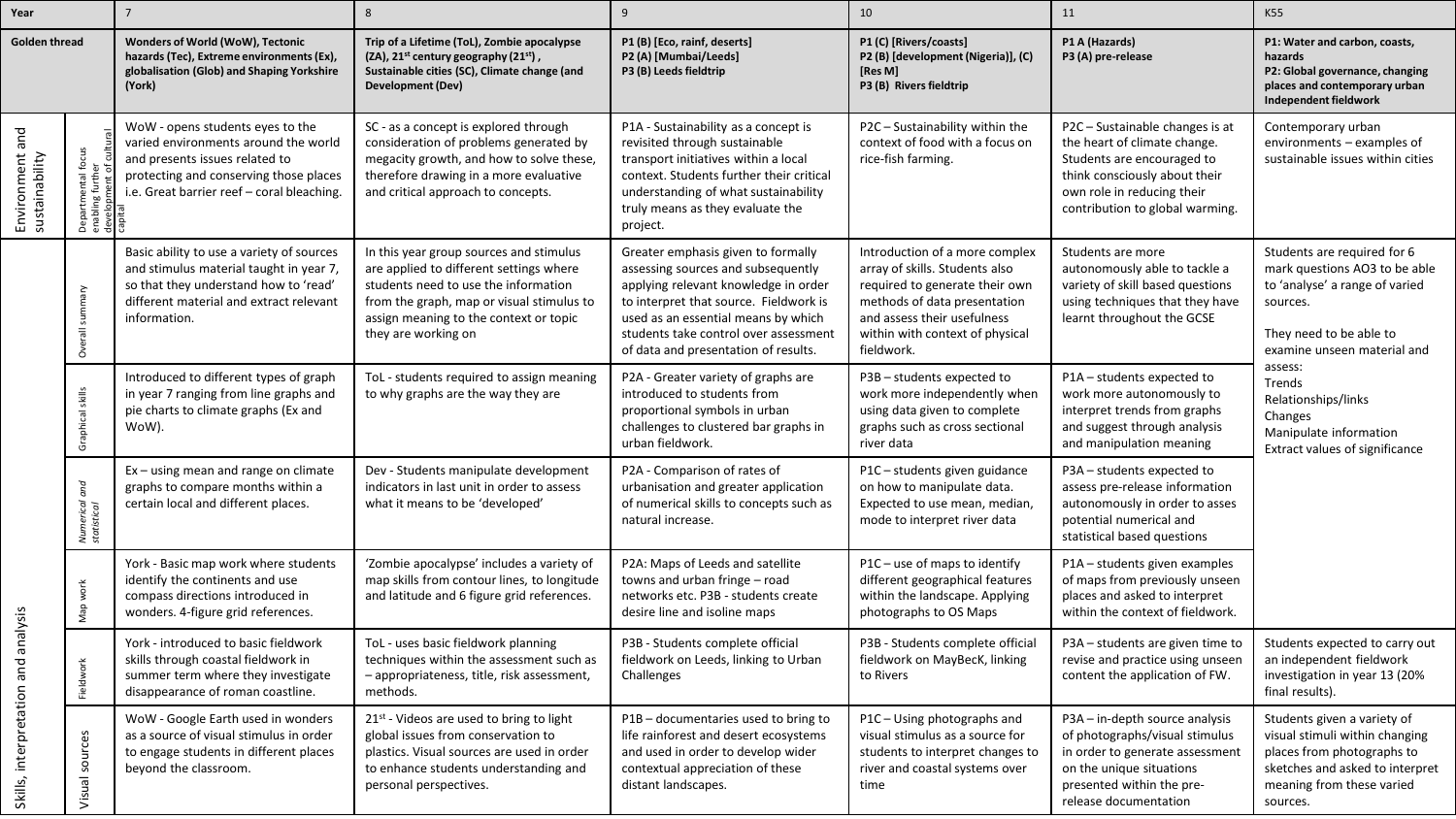| Year | | 7 | 8 | 9 | 10 | 11 | KS5 |
|---|---|---|---|---|---|---|---|
| **Golden thread** | | **Wonders of World (WoW), Tectonic hazards (Tec), Extreme environments (Ex), globalisation (Glob) and Shaping Yorkshire (York)** | **Trip of a Lifetime (ToL), Zombie apocalypse (ZA), 21st century geography (21st), Sustainable cities (SC), Climate change (and Development (Dev)** | **P1 (B) [Eco, rainf, deserts] P2 (A) [Mumbai/Leeds] P3 (B) Leeds fieldtrip** | **P1 (C) [Rivers/coasts] P2 (B) [development (Nigeria)], (C) [Res M] P3 (B) Rivers fieldtrip** | **P1 A (Hazards) P3 (A) pre-release** | **P1: Water and carbon, coasts, hazards P2: Global governance, changing places and contemporary urban places and contemporary urban Independent fieldwork** |
| Environment and sustainability | Departmental focus enabling further development of cultural capital | WoW - opens students eyes to the varied environments around the world and presents issues related to protecting and conserving those places i.e. Great barrier reef – coral bleaching. | SC - as a concept is explored through consideration of problems generated by megacity growth, and how to solve these, therefore drawing in a more evaluative and critical approach to concepts. | P1A - Sustainability as a concept is revisited through sustainable transport initiatives within a local context. Students further their critical understanding of what sustainability truly means as they evaluate the project. | P2C – Sustainability within the context of food with a focus on rice-fish farming. | P2C – Sustainable changes is at the heart of climate change. Students are encouraged to think consciously about their own role in reducing their contribution to global warming. | Contemporary urban environments – examples of sustainable issues within cities |
| Skills, interpretation and analysis | Overall summary | Basic ability to use a variety of sources and stimulus material taught in year 7, so that they understand how to 'read' different material and extract relevant information. | In this year group sources and stimulus are applied to different settings where students need to use the information from the graph, map or visual stimulus to assign meaning to the context or topic they are working on | Greater emphasis given to formally assessing sources and subsequently applying relevant knowledge in order to interpret that source. Fieldwork is used as an essential means by which students take control over assessment of data and presentation of results. | Introduction of a more complex array of skills. Students also required to generate their own methods of data presentation and assess their usefulness within with context of physical fieldwork. | Students are more autonomously able to tackle a variety of skill based questions using techniques that they have learnt throughout the GCSE | Students are required for 6 mark questions AO3 to be able to 'analyse' a range of varied sources. They need to be able to examine unseen material and assess: Trends Relationships/links Changes Manipulate information Extract values of significance |
| | Graphical skills | Introduced to different types of graph in year 7 ranging from line graphs and pie charts to climate graphs (Ex and WoW). | ToL - students required to assign meaning to why graphs are the way they are | P2A - Greater variety of graphs are introduced to students from proportional symbols in urban challenges to clustered bar graphs in urban fieldwork. | P3B – students expected to work more independently when using data given to complete graphs such as cross sectional river data | P1A – students expected to work more autonomously to interpret trends from graphs and suggest through analysis and manipulation meaning | |
| | *Numerical and statistical* | Ex – using mean and range on climate graphs to compare months within a certain local and different places. | Dev - Students manipulate development indicators in last unit in order to assess what it means to be 'developed' | P2A - Comparison of rates of urbanisation and greater application of numerical skills to concepts such as natural increase. | P1C – students given guidance on how to manipulate data. Expected to use mean, median, mode to interpret river data | P3A – students expected to assess pre-release information autonomously in order to asses potential numerical and statistical based questions | |
| | Map work | York - Basic map work where students identify the continents and use compass directions introduced in wonders. 4-figure grid references. | 'Zombie apocalypse' includes a variety of map skills from contour lines, to longitude and latitude and 6 figure grid references. | P2A: Maps of Leeds and satellite towns and urban fringe – road networks etc. P3B - students create desire line and isoline maps | P1C – use of maps to identify different geographical features within the landscape. Applying photographs to OS Maps | P1A – students given examples of maps from previously unseen places and asked to interpret within the context of fieldwork. | |
| | Fieldwork | York - introduced to basic fieldwork skills through coastal fieldwork in summer term where they investigate disappearance of roman coastline. | ToL - uses basic fieldwork planning techniques within the assessment such as – appropriateness, title, risk assessment, methods. | P3B - Students complete official fieldwork on Leeds, linking to Urban Challenges | P3B - Students complete official fieldwork on MayBecK, linking to Rivers | P3A – students are given time to revise and practice using unseen content the application of FW. | Students expected to carry out an independent fieldwork investigation in year 13 (20% final results). |
| | Visual sources | WoW - Google Earth used in wonders as a source of visual stimulus in order to engage students in different places beyond the classroom. | 21st - Videos are used to bring to light global issues from conservation to plastics. Visual sources are used in order to enhance students understanding and personal perspectives. | P1B – documentaries used to bring to life rainforest and desert ecosystems and used in order to develop wider contextual appreciation of these distant landscapes. | P1C – Using photographs and visual stimulus as a source for students to interpret changes to river and coastal systems over time | P3A – in-depth source analysis of photographs/visual stimulus in order to generate assessment on the unique situations presented within the pre-release documentation | Students given a variety of visual stimuli within changing places from photographs to sketches and asked to interpret meaning from these varied sources. |